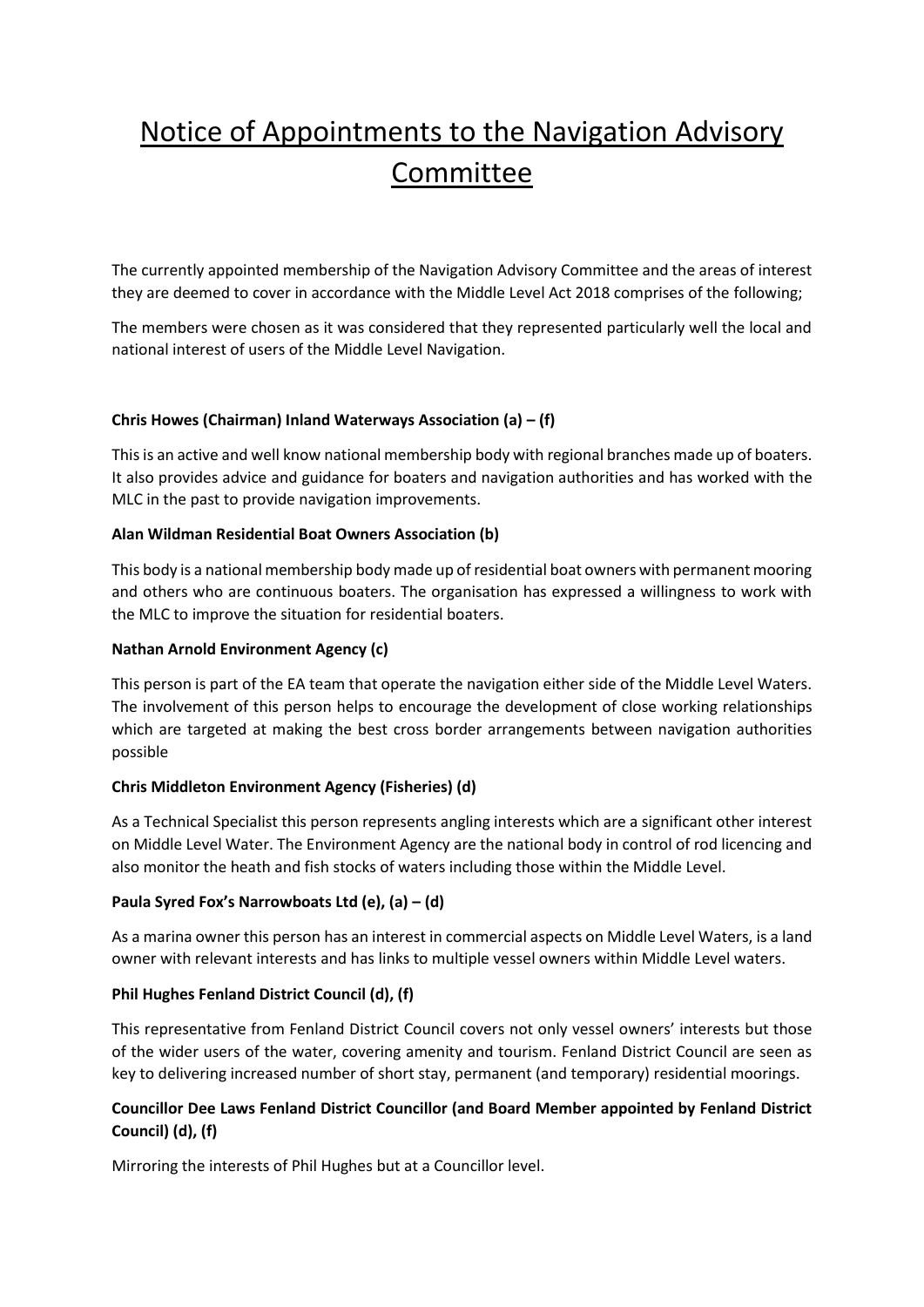# Notice of Appointments to the Navigation Advisory Committee

The currently appointed membership of the Navigation Advisory Committee and the areas of interest they are deemed to cover in accordance with the Middle Level Act 2018 comprises of the following;

The members were chosen as it was considered that they represented particularly well the local and national interest of users of the Middle Level Navigation.

**Chris Howes (Chairman) Inland Waterways Association (a) – (f)**

This is an active and well know national membership body with regional branches made up of boaters. It also provides advice and guidance for boaters and navigation authorities and has worked with the MLC in the past to provide navigation improvements.

**Alan Wildman Residential Boat Owners Association (b)**

This body is a national membership body made up of residential boat owners with permanent mooring and others who are continuous boaters. The organisation has expressed a willingness to work with the MLC to improve the situation for residential boaters.

**Nathan Arnold Environment Agency (c)**

This person is part of the EA team that operate the navigation either side of the Middle Level Waters. The involvement of this person helps to encourage the development of close working relationships which are targeted at making the best cross border arrangements between navigation authorities possible

**Chris Middleton Environment Agency (Fisheries) (d)**

As a Technical Specialist this person represents angling interests which are a significant other interest on Middle Level Water. The Environment Agency are the national body in control of rod licencing and also monitor the heath and fish stocks of waters including those within the Middle Level.

**Paula Syred Fox's Narrowboats Ltd (e), (a) – (d)**

As a marina owner this person has an interest in commercial aspects on Middle Level Waters, is a land owner with relevant interests and has links to multiple vessel owners within Middle Level waters.

**Phil Hughes Fenland District Council (d), (f)**

This representative from Fenland District Council covers not only vessel owners' interests but those of the wider users of the water, covering amenity and tourism. Fenland District Council are seen as key to delivering increased number of short stay, permanent (and temporary) residential moorings.

**Councillor Dee Laws Fenland District Councillor (and Board Member appointed by Fenland District Council) (d), (f)**

Mirroring the interests of Phil Hughes but at a Councillor level.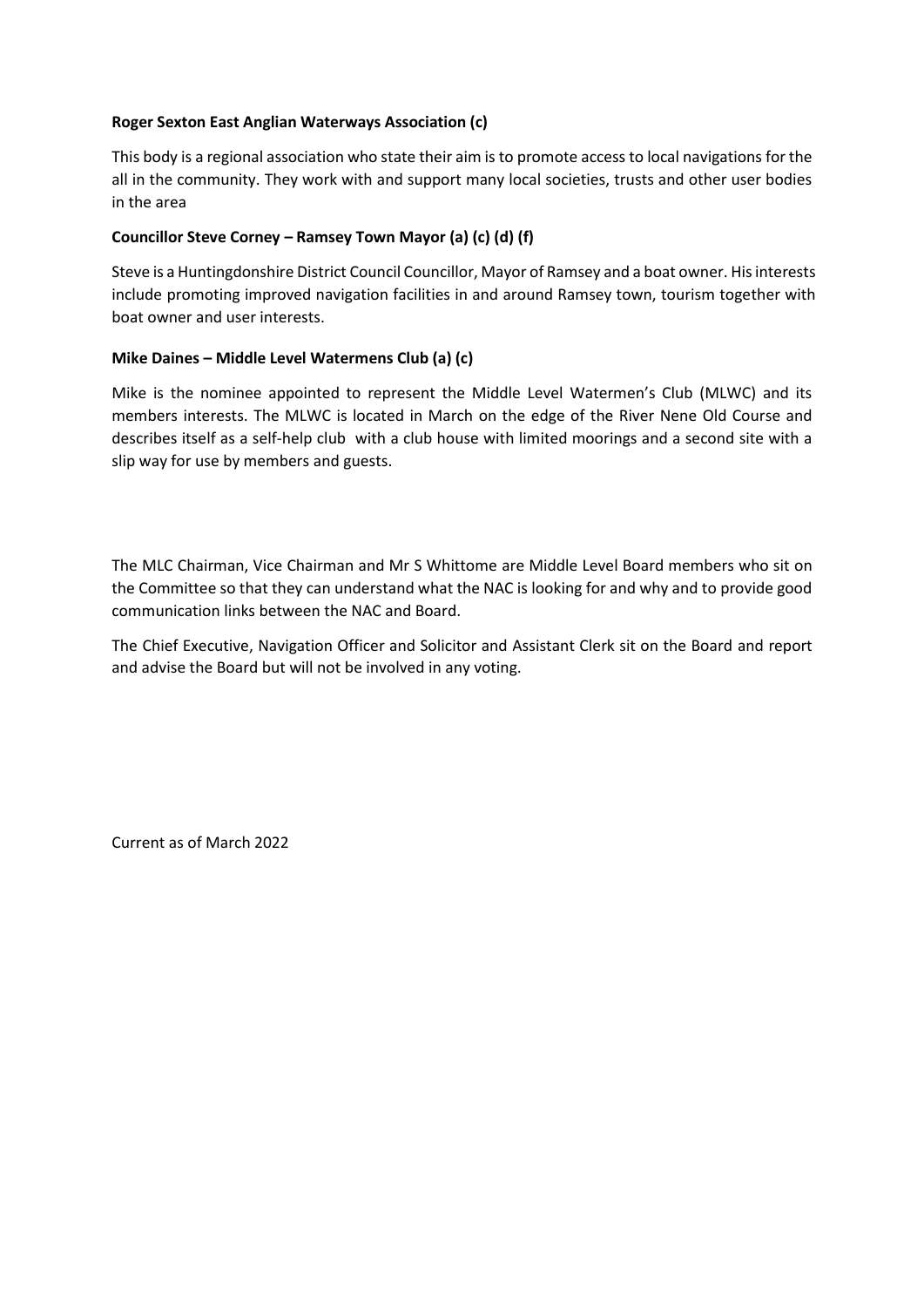**Roger Sexton East Anglian Waterways Association (c)**

This body is a regional association who state their aim is to promote access to local navigations for the all in the community. They work with and support many local societies, trusts and other user bodies in the area

**Councillor Steve Corney – Ramsey Town Mayor (a) (c) (d) (f)**

Steve is a Huntingdonshire District Council Councillor, Mayor of Ramsey and a boat owner. His interests include promoting improved navigation facilities in and around Ramsey town, tourism together with boat owner and user interests.

**Mike Daines – Middle Level Watermens Club (a) (c)**

Mike is the nominee appointed to represent the Middle Level Watermen's Club (MLWC) and its members interests. The MLWC is located in March on the edge of the River Nene Old Course and describes itself as a self-help club with a club house with limited moorings and a second site with a slip way for use by members and guests.

The MLC Chairman, Vice Chairman and Mr S Whittome are Middle Level Board members who sit on the Committee so that they can understand what the NAC is looking for and why and to provide good communication links between the NAC and Board.

The Chief Executive, Navigation Officer and Solicitor and Assistant Clerk sit on the Board and report and advise the Board but will not be involved in any voting.

Current as of March 2022